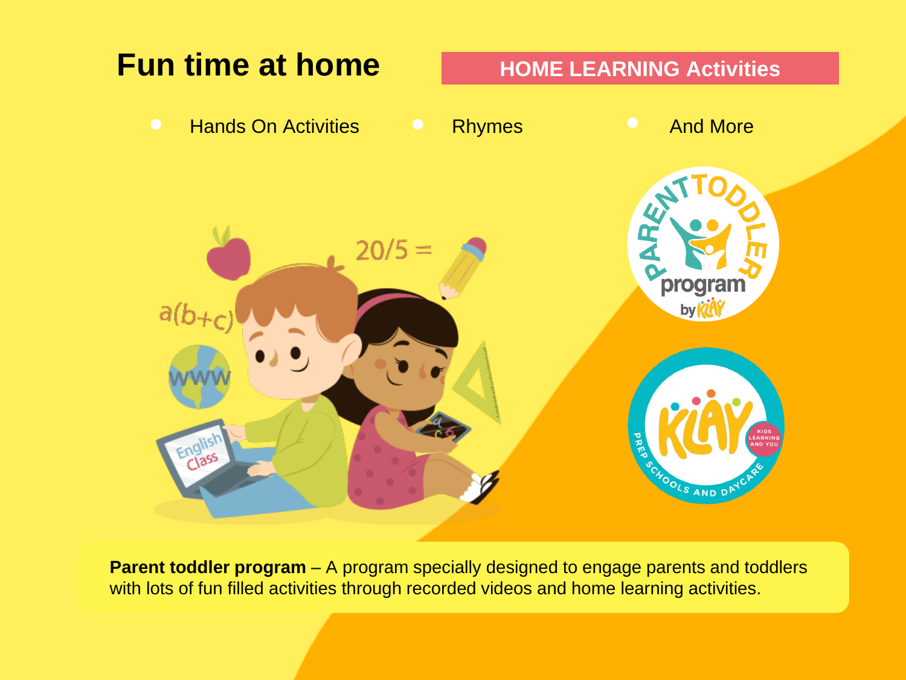# Fun time at home

**HOME LEARNING Activities**

- Hands On Activities
- Rhymes
- And More

**Parent toddler program** – A program specially designed to engage parents and toddlers with lots of fun filled activities through recorded videos and home learning activities.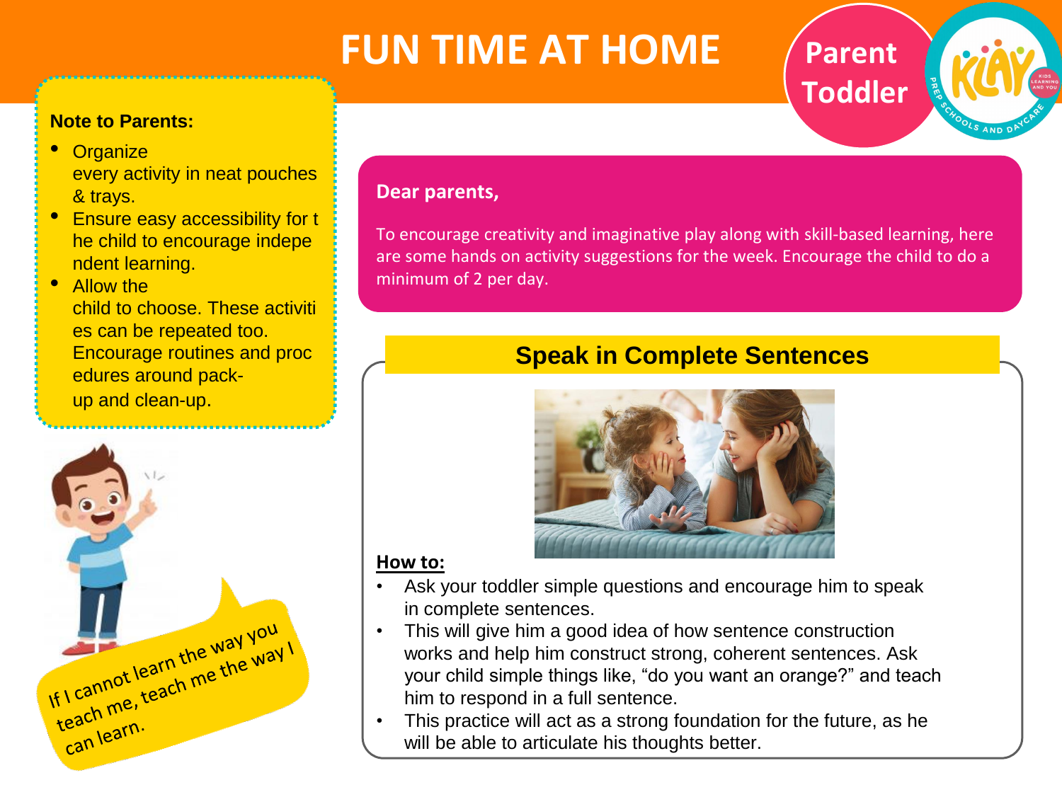# FUN TIME AT HOME

Parent
Toddler

**Note to Parents:**

- Organize every activity in neat pouches & trays.
- Ensure easy accessibility for the child to encourage independent learning.
- Allow the child to choose. These activities can be repeated too. Encourage routines and procedures around pack-up and clean-up.

If I cannot learn the way you teach me, teach me the way I can learn.

**Dear parents,**

To encourage creativity and imaginative play along with skill-based learning, here are some hands on activity suggestions for the week. Encourage the child to do a minimum of 2 per day.

## Speak in Complete Sentences

**How to:**

- Ask your toddler simple questions and encourage him to speak in complete sentences.
- This will give him a good idea of how sentence construction works and help him construct strong, coherent sentences. Ask your child simple things like, "do you want an orange?" and teach him to respond in a full sentence.
- This practice will act as a strong foundation for the future, as he will be able to articulate his thoughts better.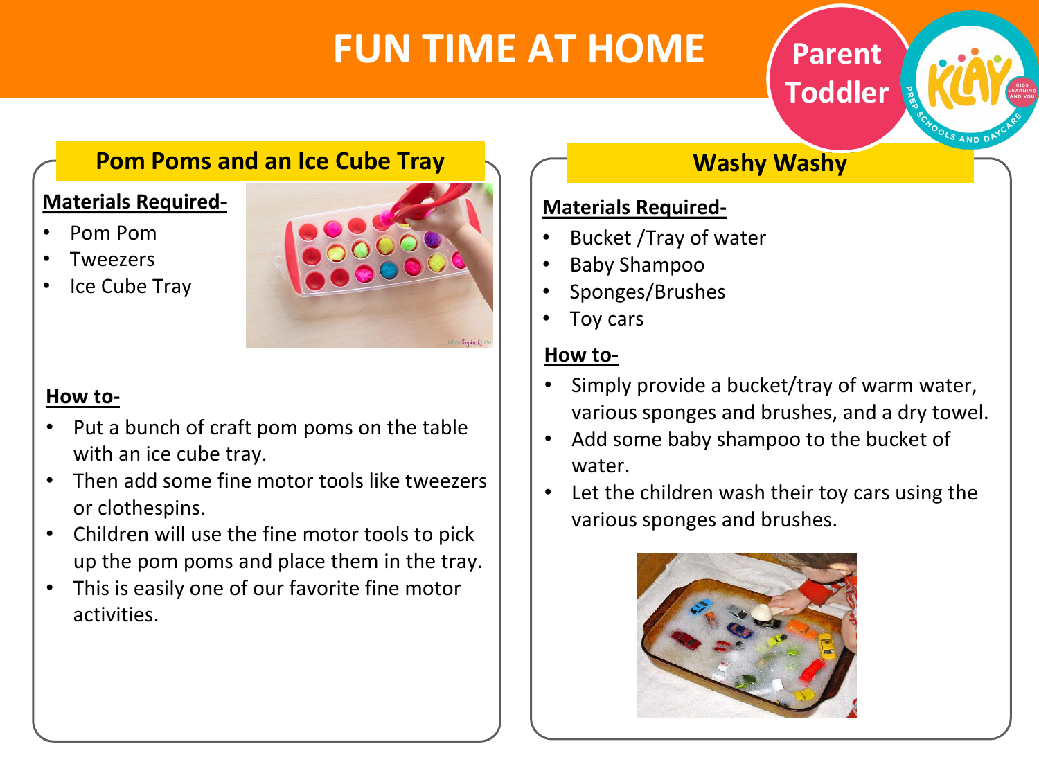# FUN TIME AT HOME

Parent Toddler

## Pom Poms and an Ice Cube Tray

**Materials Required-**

- Pom Pom
- Tweezers
- Ice Cube Tray

**How to-**

- Put a bunch of craft pom poms on the table with an ice cube tray.
- Then add some fine motor tools like tweezers or clothespins.
- Children will use the fine motor tools to pick up the pom poms and place them in the tray.
- This is easily one of our favorite fine motor activities.

## Washy Washy

**Materials Required-**

- Bucket /Tray of water
- Baby Shampoo
- Sponges/Brushes
- Toy cars

**How to-**

- Simply provide a bucket/tray of warm water, various sponges and brushes, and a dry towel.
- Add some baby shampoo to the bucket of water.
- Let the children wash their toy cars using the various sponges and brushes.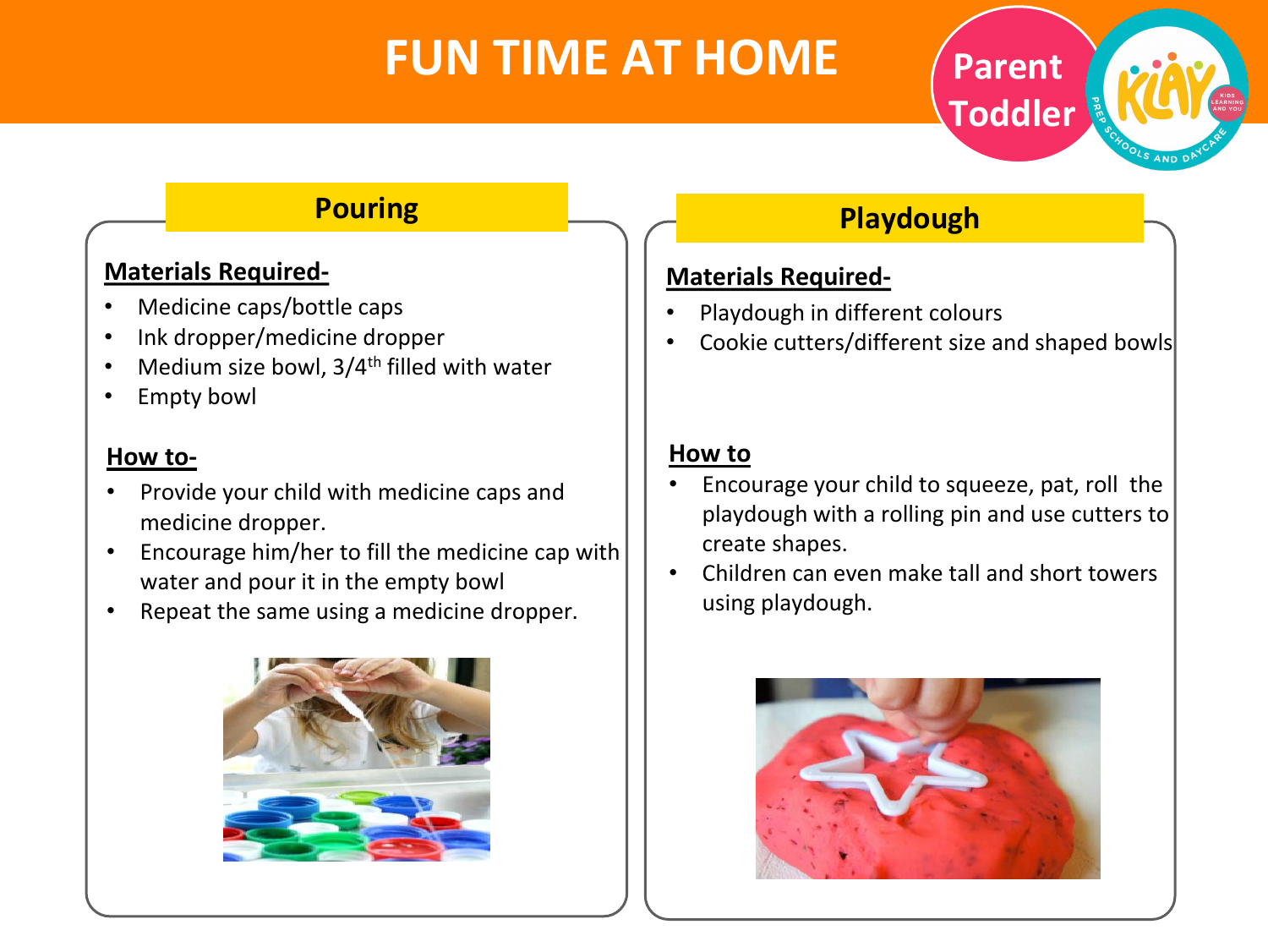# FUN TIME AT HOME

Parent Toddler

## Pouring

**Materials Required-**

- Medicine caps/bottle caps
- Ink dropper/medicine dropper
- Medium size bowl, 3/4th filled with water
- Empty bowl

**How to-**

- Provide your child with medicine caps and medicine dropper.
- Encourage him/her to fill the medicine cap with water and pour it in the empty bowl
- Repeat the same using a medicine dropper.

## Playdough

**Materials Required-**

- Playdough in different colours
- Cookie cutters/different size and shaped bowls

**How to**

- Encourage your child to squeeze, pat, roll the playdough with a rolling pin and use cutters to create shapes.
- Children can even make tall and short towers using playdough.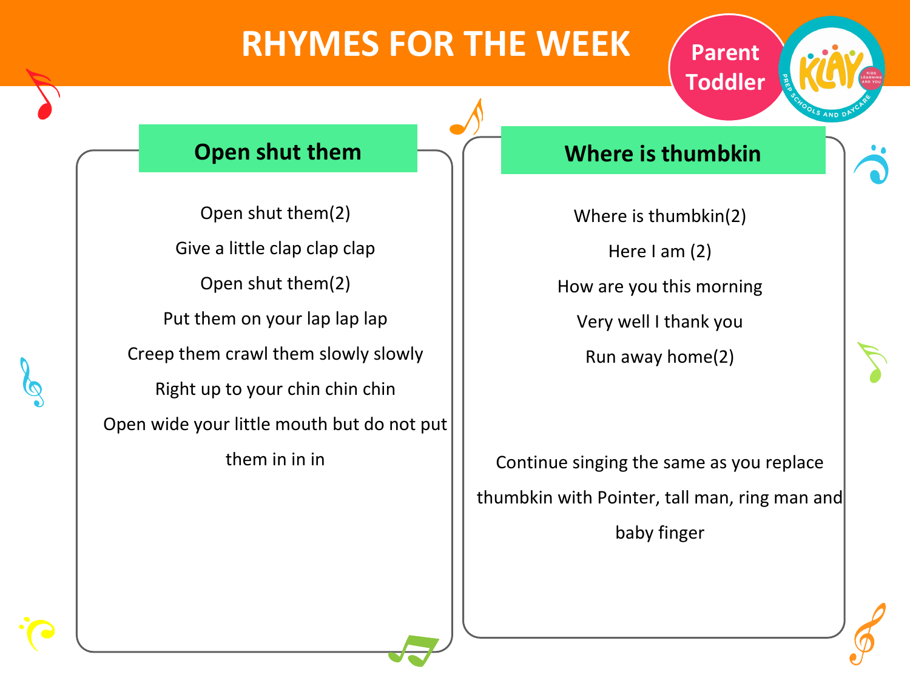# RHYMES FOR THE WEEK

Parent Toddler

## Open shut them

Open shut them(2)

Give a little clap clap clap

Open shut them(2)

Put them on your lap lap lap

Creep them crawl them slowly slowly

Right up to your chin chin chin

Open wide your little mouth but do not put them in in in

## Where is thumbkin

Where is thumbkin(2)

Here I am (2)

How are you this morning

Very well I thank you

Run away home(2)

Continue singing the same as you replace thumbkin with Pointer, tall man, ring man and baby finger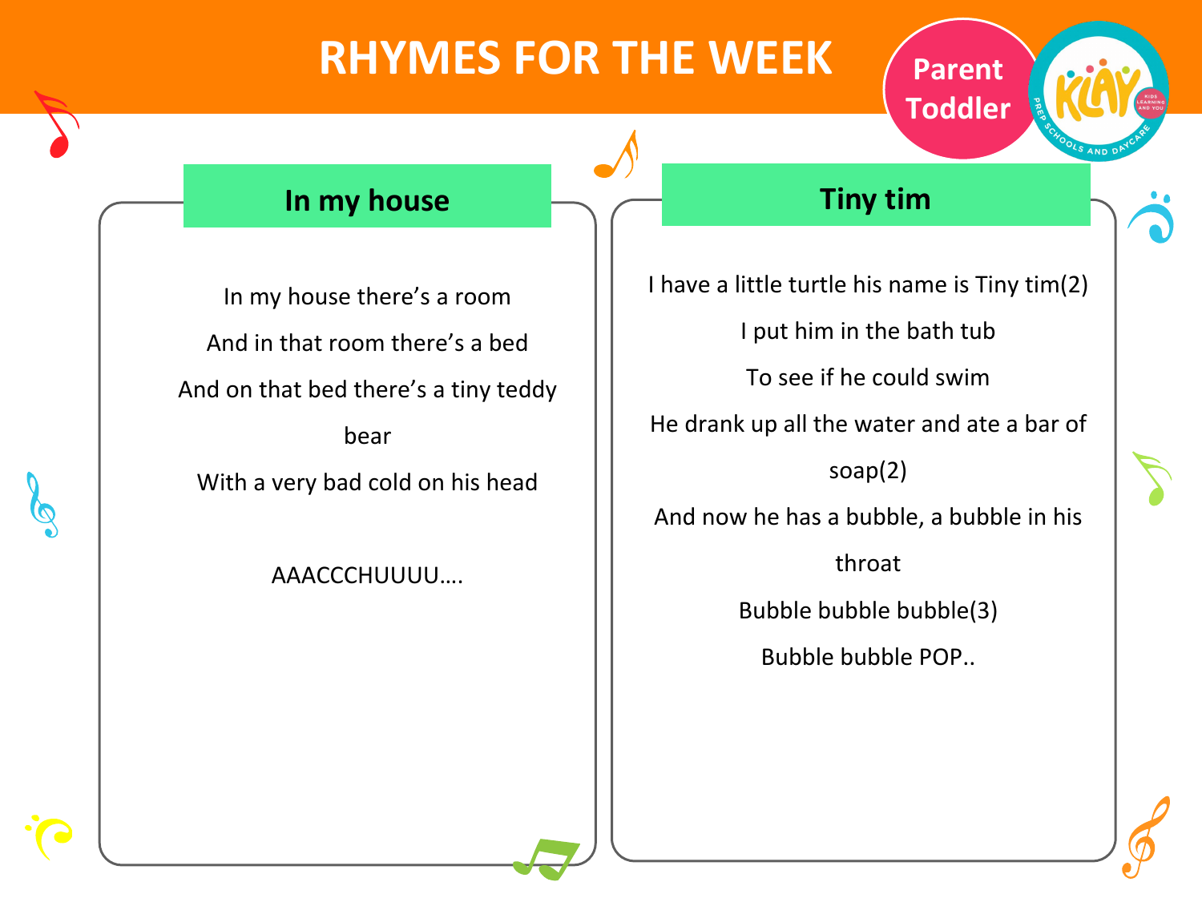# RHYMES FOR THE WEEK

Parent Toddler

## In my house

In my house there's a room

And in that room there's a bed

And on that bed there's a tiny teddy bear

With a very bad cold on his head

AAACCCHUUUU….

## Tiny tim

I have a little turtle his name is Tiny tim(2)

I put him in the bath tub

To see if he could swim

He drank up all the water and ate a bar of soap(2)

And now he has a bubble, a bubble in his throat

Bubble bubble bubble(3)

Bubble bubble POP..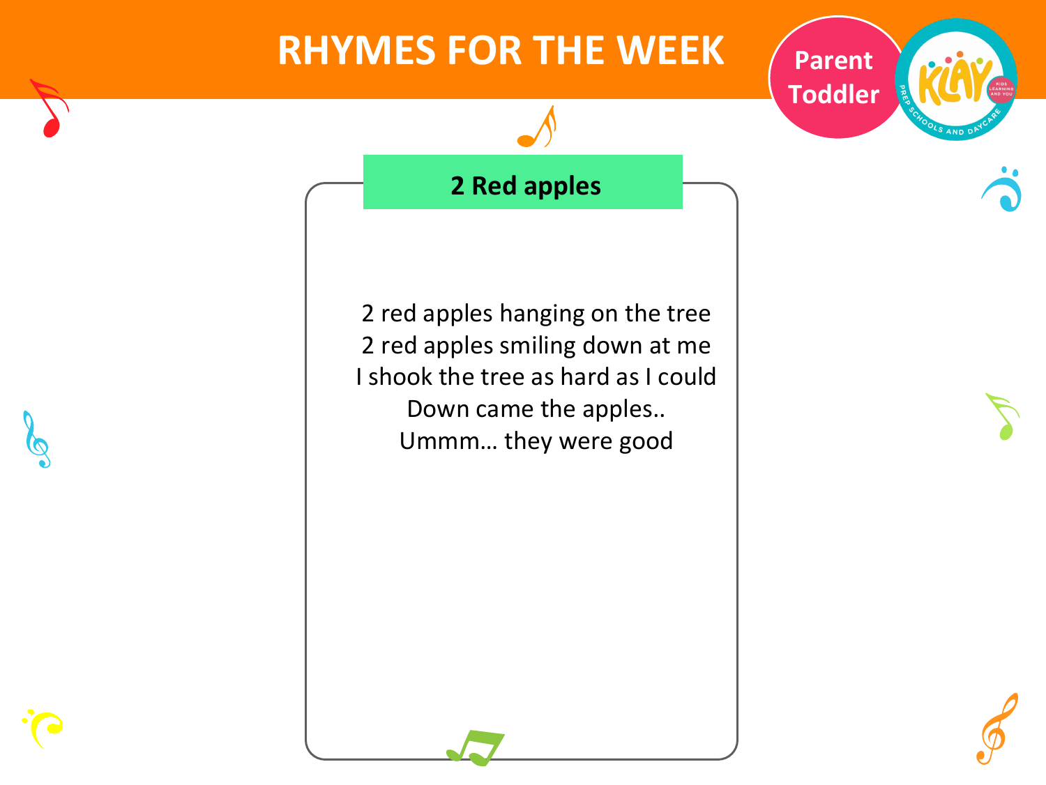# RHYMES FOR THE WEEK

Parent Toddler

## 2 Red apples

2 red apples hanging on the tree
2 red apples smiling down at me
I shook the tree as hard as I could
Down came the apples..
Ummm… they were good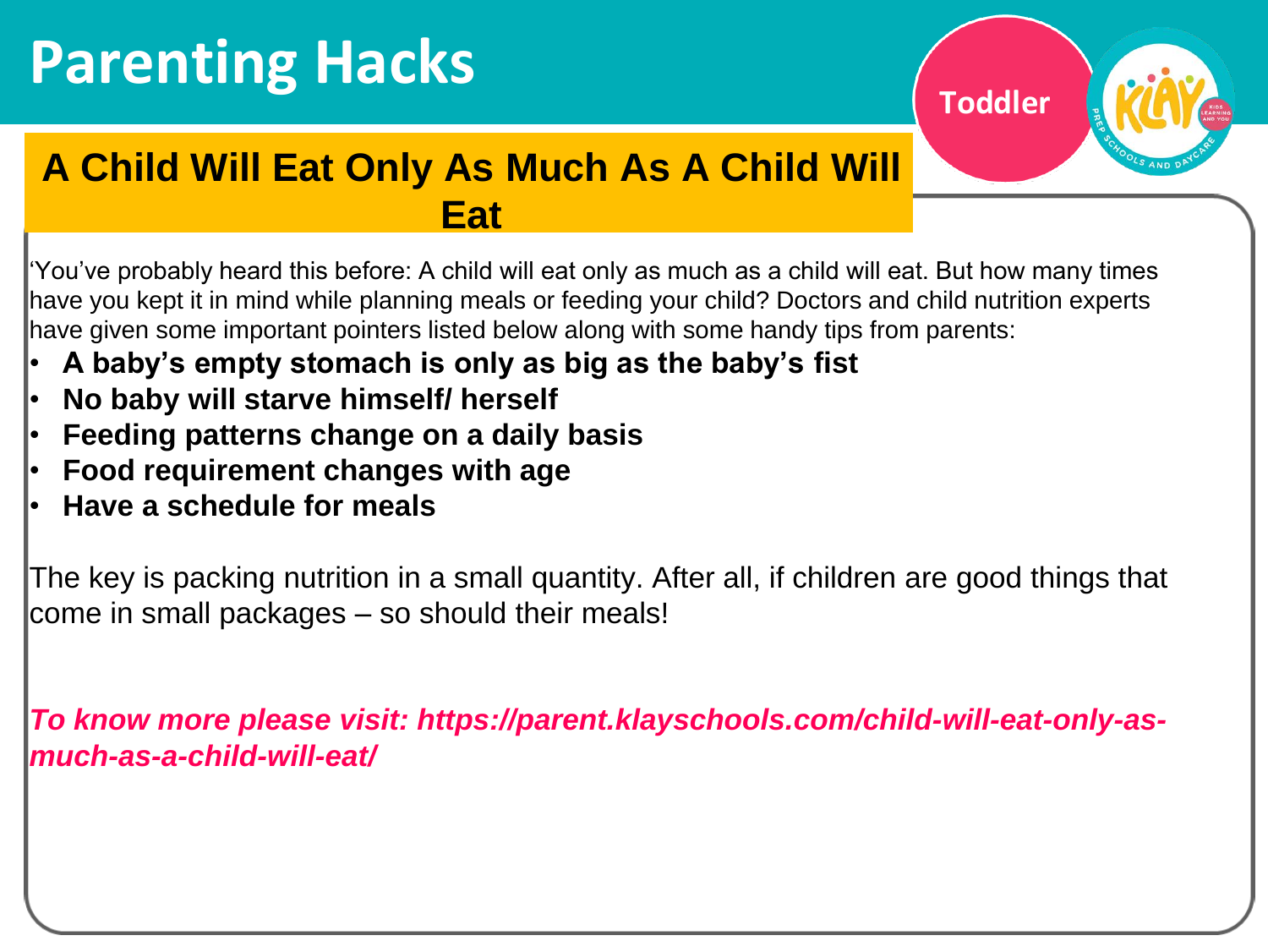# Parenting Hacks

Toddler

## A Child Will Eat Only As Much As A Child Will Eat

'You've probably heard this before: A child will eat only as much as a child will eat. But how many times have you kept it in mind while planning meals or feeding your child? Doctors and child nutrition experts have given some important pointers listed below along with some handy tips from parents:

- **A baby's empty stomach is only as big as the baby's fist**
- **No baby will starve himself/ herself**
- **Feeding patterns change on a daily basis**
- **Food requirement changes with age**
- **Have a schedule for meals**

The key is packing nutrition in a small quantity. After all, if children are good things that come in small packages – so should their meals!

***To know more please visit: https://parent.klayschools.com/child-will-eat-only-as-much-as-a-child-will-eat/***